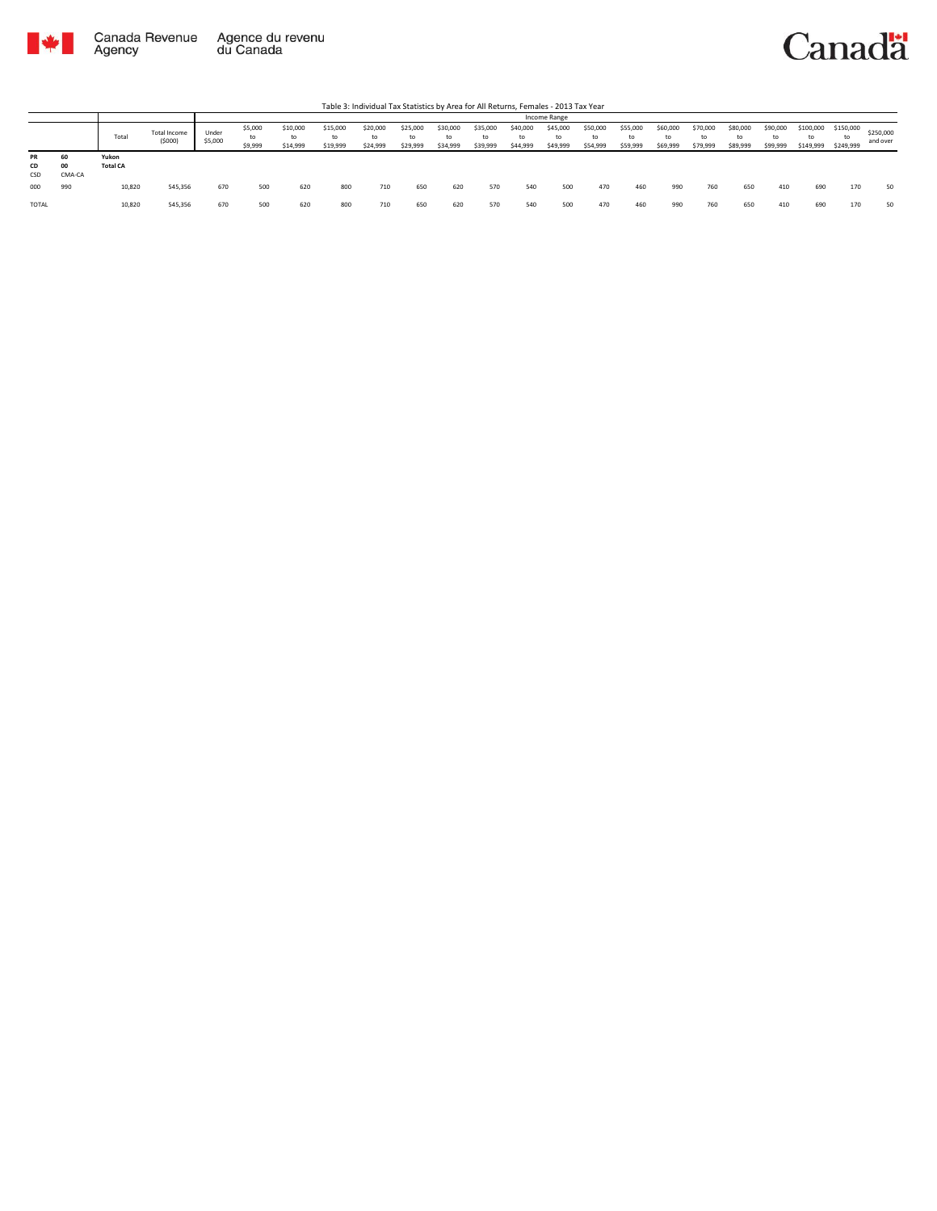Canada Revenue Agency | Agence du revenu du Canada

Canada

Table 3: Individual Tax Statistics by Area for All Returns, Females - 2013 Tax Year

| | | Total | Total Income ($000) | Income Range | | | | | | | | | | | | | | | | | | | | |
|---|---|---|---|---|---|---|---|---|---|---|---|---|---|---|---|---|---|---|---|---|---|---|---|---|
| | | | | Under $5,000 | $5,000 to $9,999 | $10,000 to $14,999 | $15,000 to $19,999 | $20,000 to $24,999 | $25,000 to $29,999 | $30,000 to $34,999 | $35,000 to $39,999 | $40,000 to $44,999 | $45,000 to $49,999 | $50,000 to $54,999 | $55,000 to $59,999 | $60,000 to $69,999 | $70,000 to $79,999 | $80,000 to $89,999 | $90,000 to $99,999 | $100,000 to $149,999 | $150,000 to $249,999 | $250,000 and over |
| PR<br>CD<br>CSD | 60<br>00<br>CMA-CA | Yukon<br>Total CA | | | | | | | | | | | | | | | | | | | | |
| 000 | 990 | 10,820 | 545,356 | 670 | 500 | 620 | 800 | 710 | 650 | 620 | 570 | 540 | 500 | 470 | 460 | 990 | 760 | 650 | 410 | 690 | 170 | 50 |
| TOTAL | | 10,820 | 545,356 | 670 | 500 | 620 | 800 | 710 | 650 | 620 | 570 | 540 | 500 | 470 | 460 | 990 | 760 | 650 | 410 | 690 | 170 | 50 |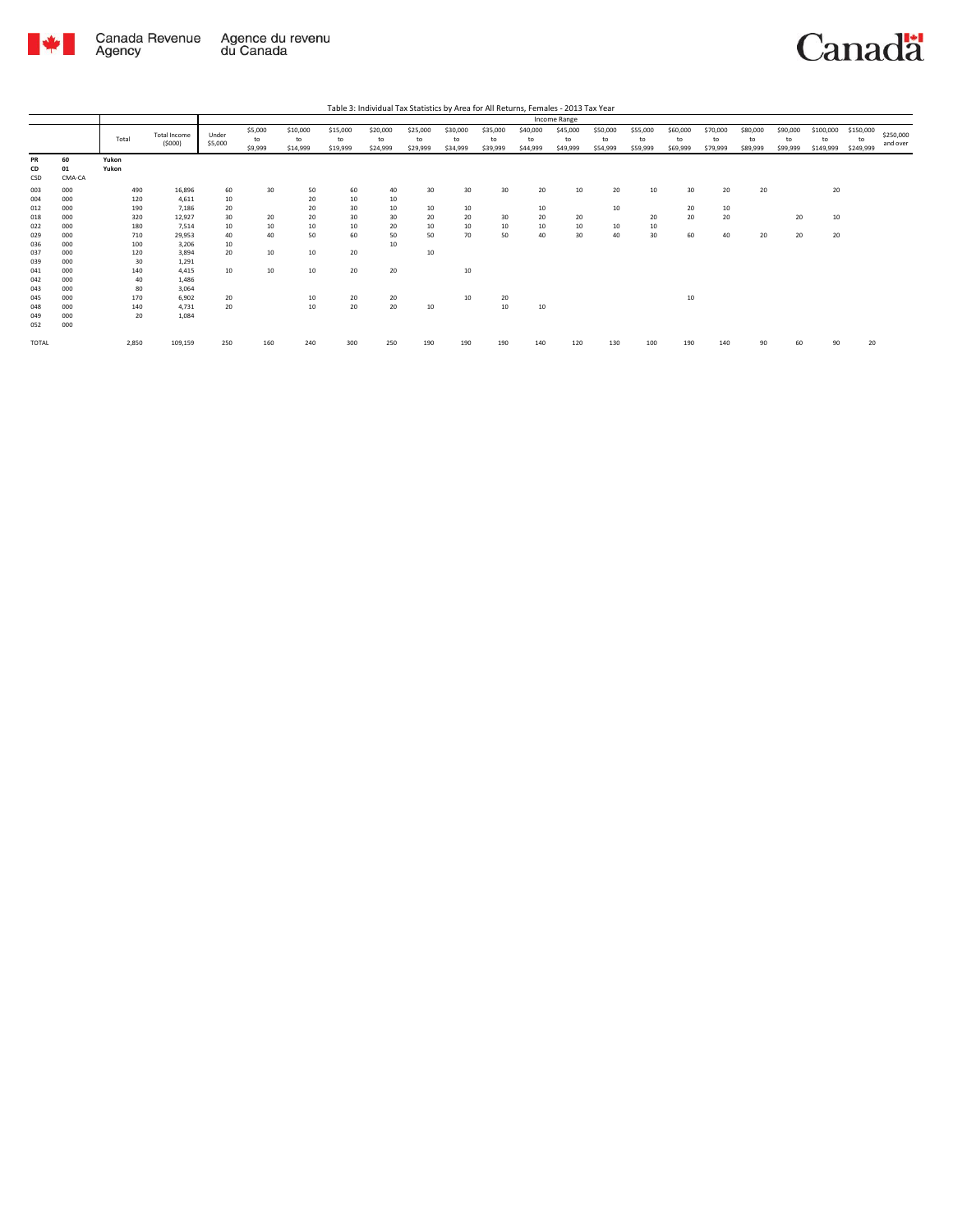Table 3: Individual Tax Statistics by Area for All Returns, Females - 2013 Tax Year

| | | Total | Total Income ($000) | Income Range | | | | | | | | | | | | | | | | | | |
|---|---|---|---|---|---|---|---|---|---|---|---|---|---|---|---|---|---|---|---|---|---|---|
| | | | | Under $5,000 | $5,000 to $9,999 | $10,000 to $14,999 | $15,000 to $19,999 | $20,000 to $24,999 | $25,000 to $29,999 | $30,000 to $34,999 | $35,000 to $39,999 | $40,000 to $44,999 | $45,000 to $49,999 | $50,000 to $54,999 | $55,000 to $59,999 | $60,000 to $69,999 | $70,000 to $79,999 | $80,000 to $89,999 | $90,000 to $99,999 | $100,000 to $149,999 | $150,000 to $249,999 | $250,000 and over |
| PR | 60 | Yukon | | | | | | | | | | | | | | | | | | | | |
| CD | 01 | Yukon | | | | | | | | | | | | | | | | | | | | |
| CSD | CMA-CA | | | | | | | | | | | | | | | | | | | | | |
| 003 | 000 | 490 | 16,896 | 60 | 30 | 50 | 60 | 40 | 30 | 30 | 30 | 20 | 10 | 20 | 10 | 30 | 20 | 20 | | 20 | | |
| 004 | 000 | 120 | 4,611 | 10 | | 20 | 10 | 10 | | | | | | | | | | | | | | |
| 012 | 000 | 190 | 7,186 | 20 | | 20 | 30 | 10 | 10 | 10 | | 10 | | 10 | | 20 | 10 | | | | | |
| 018 | 000 | 320 | 12,927 | 30 | 20 | 20 | 30 | 30 | 20 | 20 | 30 | 20 | 20 | | 20 | 20 | 20 | | 20 | 10 | | |
| 022 | 000 | 180 | 7,514 | 10 | 10 | 10 | 10 | 20 | 10 | 10 | 10 | 10 | 10 | 10 | 10 | | | | | | | |
| 029 | 000 | 710 | 29,953 | 40 | 40 | 50 | 60 | 50 | 50 | 70 | 50 | 40 | 30 | 40 | 30 | 60 | 40 | 20 | 20 | 20 | | |
| 036 | 000 | 100 | 3,206 | 10 | | | | 10 | | | | | | | | | | | | | | |
| 037 | 000 | 120 | 3,894 | 20 | 10 | 10 | 20 | | 10 | | | | | | | | | | | | | |
| 039 | 000 | 30 | 1,291 | | | | | | | | | | | | | | | | | | | |
| 041 | 000 | 140 | 4,415 | 10 | 10 | 10 | 20 | 20 | | 10 | | | | | | | | | | | | |
| 042 | 000 | 40 | 1,486 | | | | | | | | | | | | | | | | | | | |
| 043 | 000 | 80 | 3,064 | | | | | | | | | | | | | | | | | | | |
| 045 | 000 | 170 | 6,902 | 20 | | 10 | 20 | 20 | | 10 | 20 | | | | | 10 | | | | | | |
| 048 | 000 | 140 | 4,731 | 20 | | 10 | 20 | 20 | 10 | | 10 | 10 | | | | | | | | | | |
| 049 | 000 | 20 | 1,084 | | | | | | | | | | | | | | | | | | | |
| 052 | 000 | | | | | | | | | | | | | | | | | | | | | |
| TOTAL | | 2,850 | 109,159 | 250 | 160 | 240 | 300 | 250 | 190 | 190 | 190 | 140 | 120 | 130 | 100 | 190 | 140 | 90 | 60 | 90 | 20 | |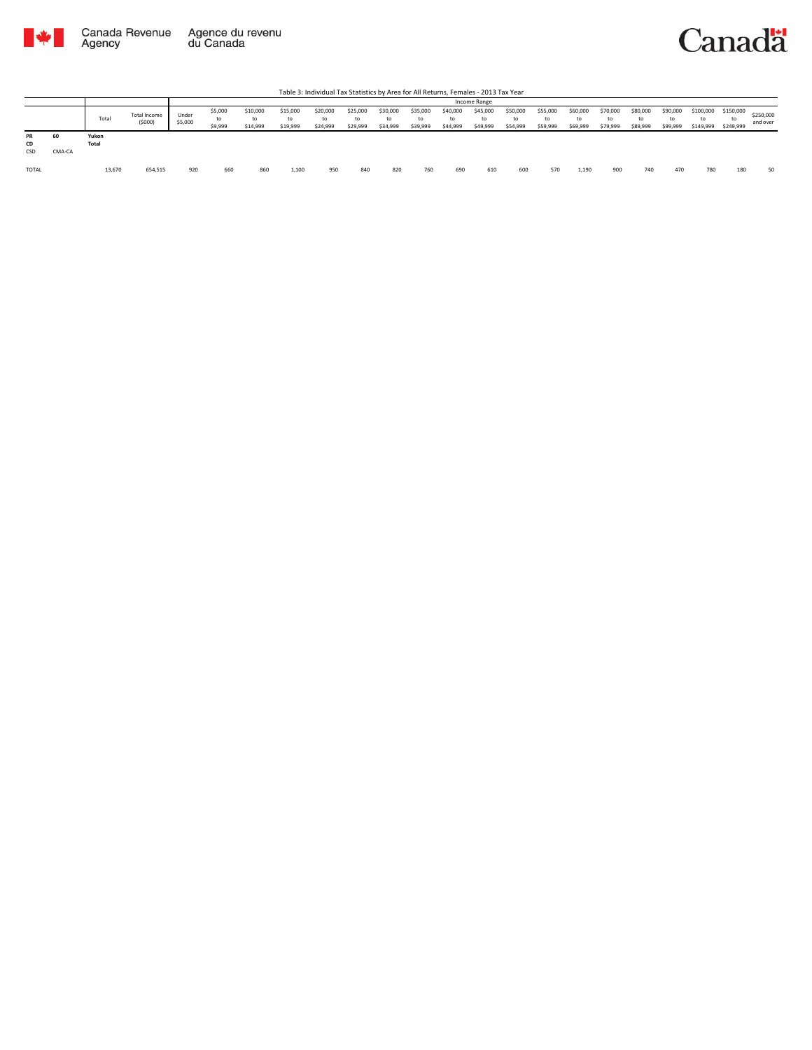Table 3: Individual Tax Statistics by Area for All Returns, Females - 2013 Tax Year

| | | Total | Total Income ($000) | Income Range | | | | | | | | | | | | | | | | | | | |
|---|---|---|---|---|---|---|---|---|---|---|---|---|---|---|---|---|---|---|---|---|---|---|---|
| | | | | Under $5,000 | $5,000 to $9,999 | $10,000 to $14,999 | $15,000 to $19,999 | $20,000 to $24,999 | $25,000 to $29,999 | $30,000 to $34,999 | $35,000 to $39,999 | $40,000 to $44,999 | $45,000 to $49,999 | $50,000 to $54,999 | $55,000 to $59,999 | $60,000 to $69,999 | $70,000 to $79,999 | $80,000 to $89,999 | $90,000 to $99,999 | $100,000 to $149,999 | $150,000 to $249,999 | $250,000 and over |
| PR CD CSD | 60 CMA-CA | Yukon Total | | | | | | | | | | | | | | | | | | | | |
| TOTAL | | 13,670 | 654,515 | 920 | 660 | 860 | 1,100 | 950 | 840 | 820 | 760 | 690 | 610 | 600 | 570 | 1,190 | 900 | 740 | 470 | 780 | 180 | 50 |